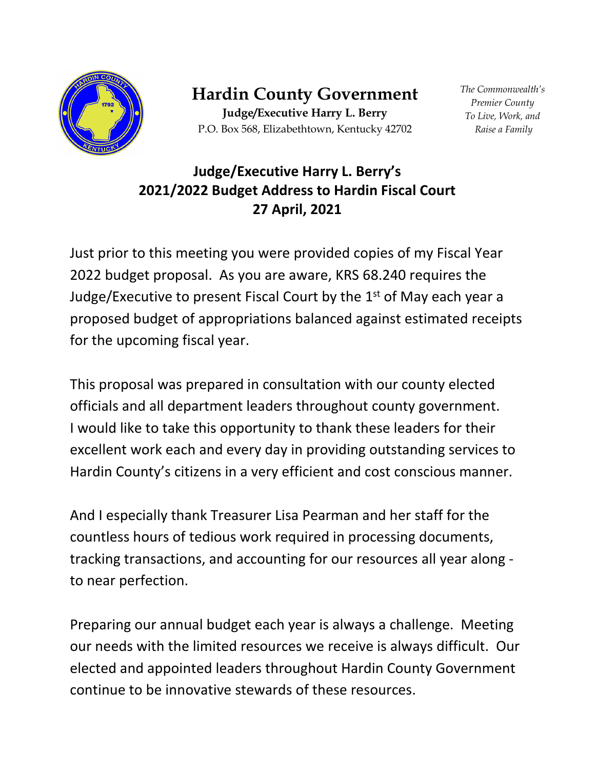# Hardin County Government

**Judge/Executive Harry L. Berry**
P.O. Box 568, Elizabethtown, Kentucky 42702

*The Commonwealth's Premier County To Live, Work, and Raise a Family*

## Judge/Executive Harry L. Berry's 2021/2022 Budget Address to Hardin Fiscal Court 27 April, 2021

Just prior to this meeting you were provided copies of my Fiscal Year 2022 budget proposal. As you are aware, KRS 68.240 requires the Judge/Executive to present Fiscal Court by the 1st of May each year a proposed budget of appropriations balanced against estimated receipts for the upcoming fiscal year.

This proposal was prepared in consultation with our county elected officials and all department leaders throughout county government. I would like to take this opportunity to thank these leaders for their excellent work each and every day in providing outstanding services to Hardin County's citizens in a very efficient and cost conscious manner.

And I especially thank Treasurer Lisa Pearman and her staff for the countless hours of tedious work required in processing documents, tracking transactions, and accounting for our resources all year along - to near perfection.

Preparing our annual budget each year is always a challenge. Meeting our needs with the limited resources we receive is always difficult. Our elected and appointed leaders throughout Hardin County Government continue to be innovative stewards of these resources.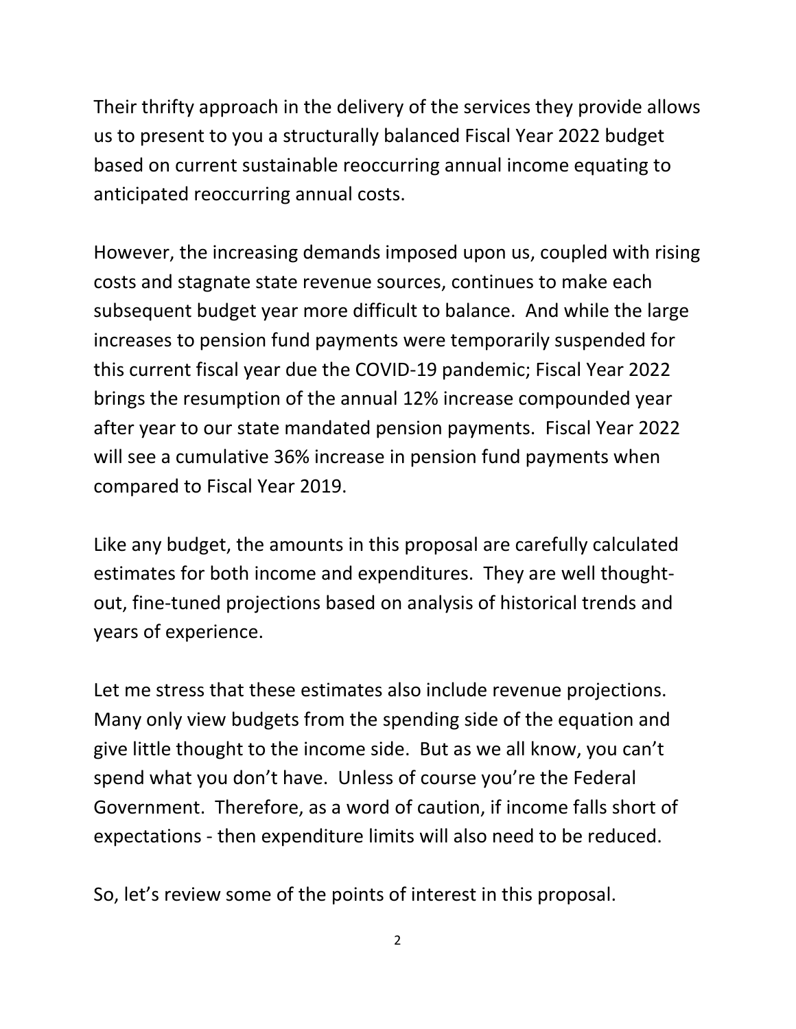Their thrifty approach in the delivery of the services they provide allows us to present to you a structurally balanced Fiscal Year 2022 budget based on current sustainable reoccurring annual income equating to anticipated reoccurring annual costs.

However, the increasing demands imposed upon us, coupled with rising costs and stagnate state revenue sources, continues to make each subsequent budget year more difficult to balance. And while the large increases to pension fund payments were temporarily suspended for this current fiscal year due the COVID-19 pandemic; Fiscal Year 2022 brings the resumption of the annual 12% increase compounded year after year to our state mandated pension payments. Fiscal Year 2022 will see a cumulative 36% increase in pension fund payments when compared to Fiscal Year 2019.

Like any budget, the amounts in this proposal are carefully calculated estimates for both income and expenditures. They are well thought-out, fine-tuned projections based on analysis of historical trends and years of experience.

Let me stress that these estimates also include revenue projections. Many only view budgets from the spending side of the equation and give little thought to the income side. But as we all know, you can't spend what you don't have. Unless of course you're the Federal Government. Therefore, as a word of caution, if income falls short of expectations - then expenditure limits will also need to be reduced.

So, let's review some of the points of interest in this proposal.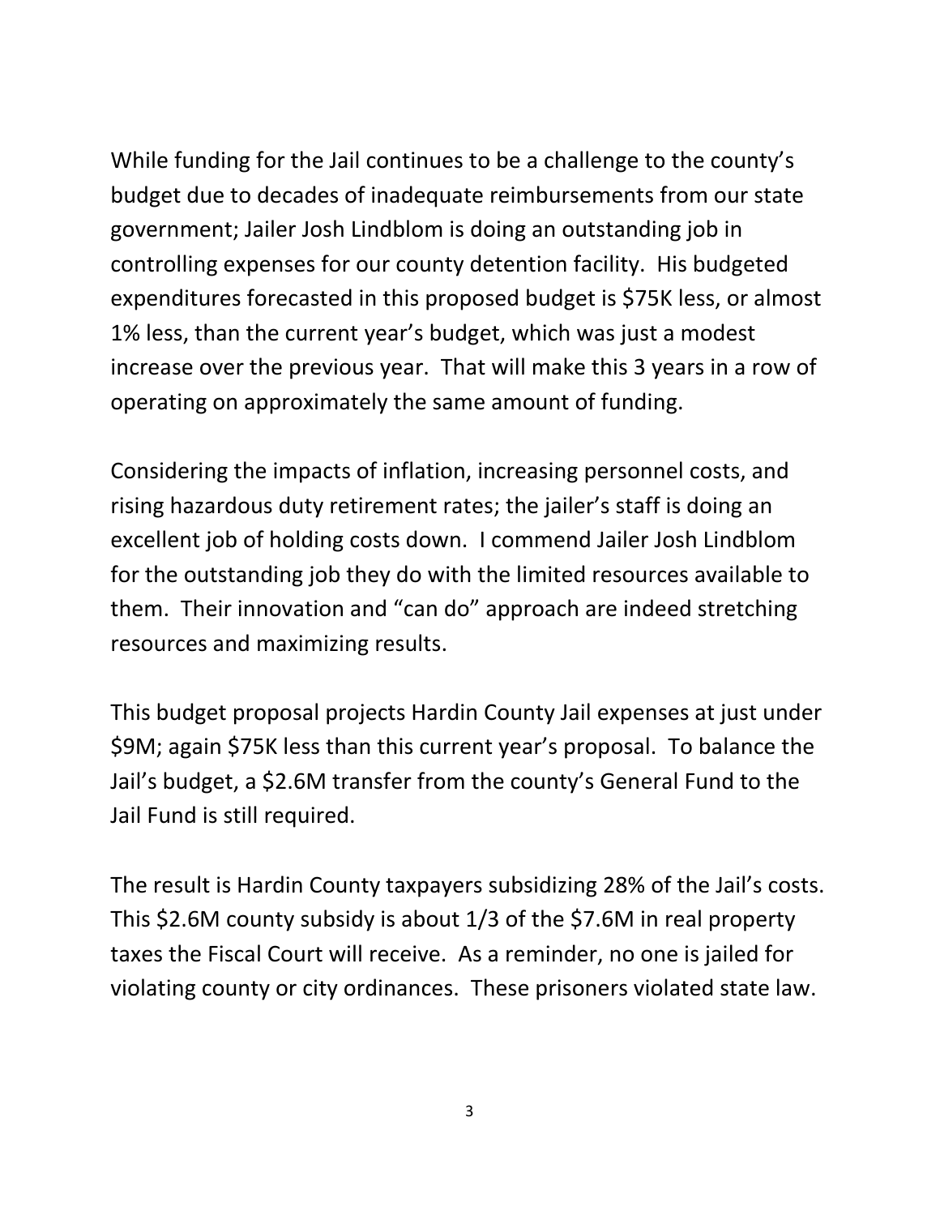While funding for the Jail continues to be a challenge to the county's budget due to decades of inadequate reimbursements from our state government; Jailer Josh Lindblom is doing an outstanding job in controlling expenses for our county detention facility. His budgeted expenditures forecasted in this proposed budget is $75K less, or almost 1% less, than the current year's budget, which was just a modest increase over the previous year. That will make this 3 years in a row of operating on approximately the same amount of funding.

Considering the impacts of inflation, increasing personnel costs, and rising hazardous duty retirement rates; the jailer's staff is doing an excellent job of holding costs down. I commend Jailer Josh Lindblom for the outstanding job they do with the limited resources available to them. Their innovation and "can do" approach are indeed stretching resources and maximizing results.

This budget proposal projects Hardin County Jail expenses at just under $9M; again $75K less than this current year's proposal. To balance the Jail's budget, a $2.6M transfer from the county's General Fund to the Jail Fund is still required.

The result is Hardin County taxpayers subsidizing 28% of the Jail's costs. This $2.6M county subsidy is about 1/3 of the $7.6M in real property taxes the Fiscal Court will receive. As a reminder, no one is jailed for violating county or city ordinances. These prisoners violated state law.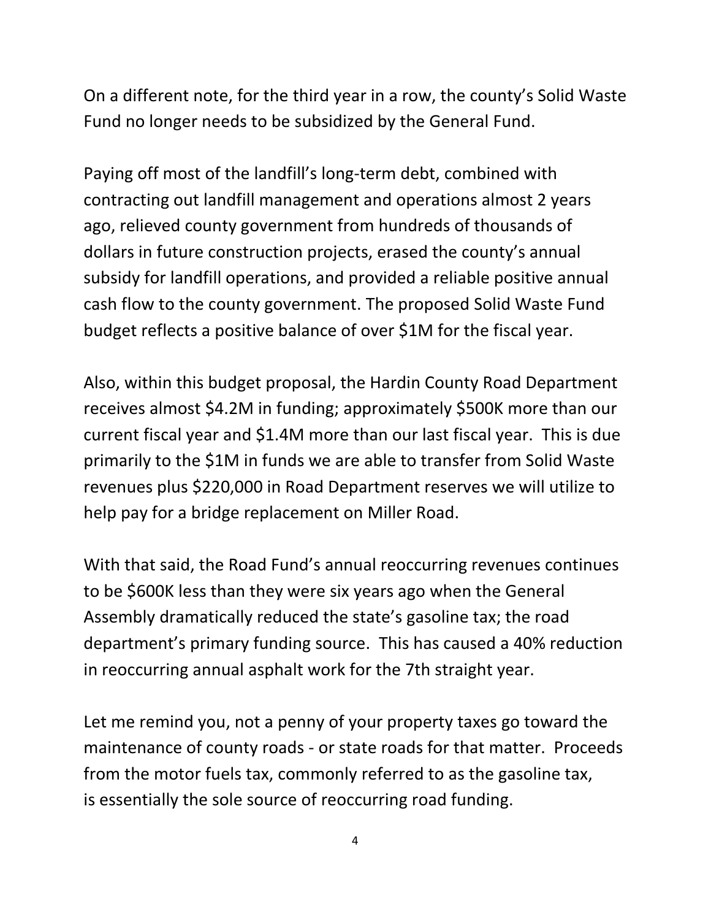On a different note, for the third year in a row, the county's Solid Waste Fund no longer needs to be subsidized by the General Fund.

Paying off most of the landfill's long-term debt, combined with contracting out landfill management and operations almost 2 years ago, relieved county government from hundreds of thousands of dollars in future construction projects, erased the county's annual subsidy for landfill operations, and provided a reliable positive annual cash flow to the county government. The proposed Solid Waste Fund budget reflects a positive balance of over $1M for the fiscal year.

Also, within this budget proposal, the Hardin County Road Department receives almost $4.2M in funding; approximately $500K more than our current fiscal year and $1.4M more than our last fiscal year. This is due primarily to the $1M in funds we are able to transfer from Solid Waste revenues plus $220,000 in Road Department reserves we will utilize to help pay for a bridge replacement on Miller Road.

With that said, the Road Fund's annual reoccurring revenues continues to be $600K less than they were six years ago when the General Assembly dramatically reduced the state's gasoline tax; the road department's primary funding source. This has caused a 40% reduction in reoccurring annual asphalt work for the 7th straight year.

Let me remind you, not a penny of your property taxes go toward the maintenance of county roads - or state roads for that matter. Proceeds from the motor fuels tax, commonly referred to as the gasoline tax, is essentially the sole source of reoccurring road funding.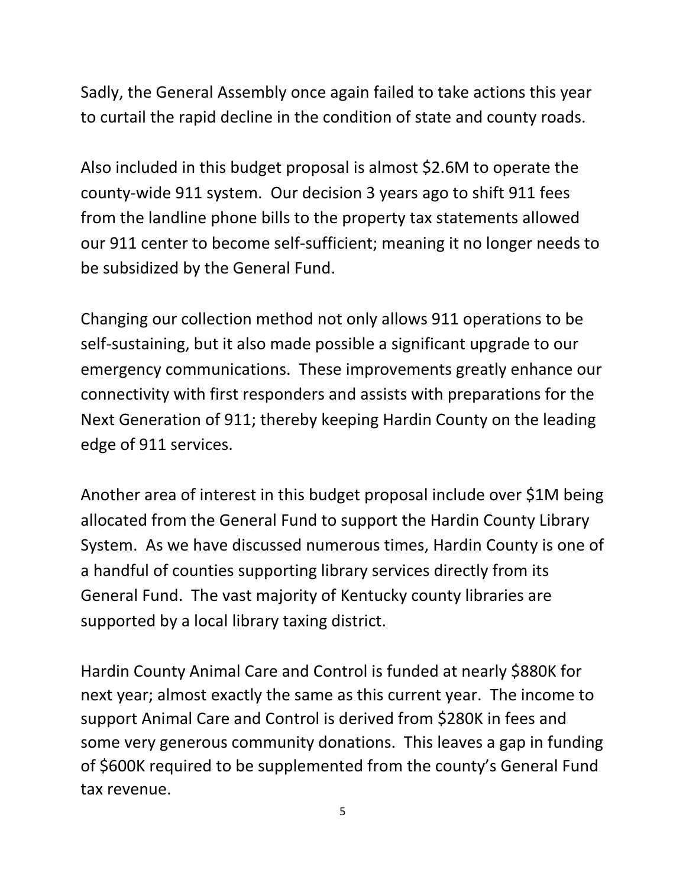Sadly, the General Assembly once again failed to take actions this year to curtail the rapid decline in the condition of state and county roads.

Also included in this budget proposal is almost $2.6M to operate the county-wide 911 system. Our decision 3 years ago to shift 911 fees from the landline phone bills to the property tax statements allowed our 911 center to become self-sufficient; meaning it no longer needs to be subsidized by the General Fund.

Changing our collection method not only allows 911 operations to be self-sustaining, but it also made possible a significant upgrade to our emergency communications. These improvements greatly enhance our connectivity with first responders and assists with preparations for the Next Generation of 911; thereby keeping Hardin County on the leading edge of 911 services.

Another area of interest in this budget proposal include over $1M being allocated from the General Fund to support the Hardin County Library System. As we have discussed numerous times, Hardin County is one of a handful of counties supporting library services directly from its General Fund. The vast majority of Kentucky county libraries are supported by a local library taxing district.

Hardin County Animal Care and Control is funded at nearly $880K for next year; almost exactly the same as this current year. The income to support Animal Care and Control is derived from $280K in fees and some very generous community donations. This leaves a gap in funding of $600K required to be supplemented from the county's General Fund tax revenue.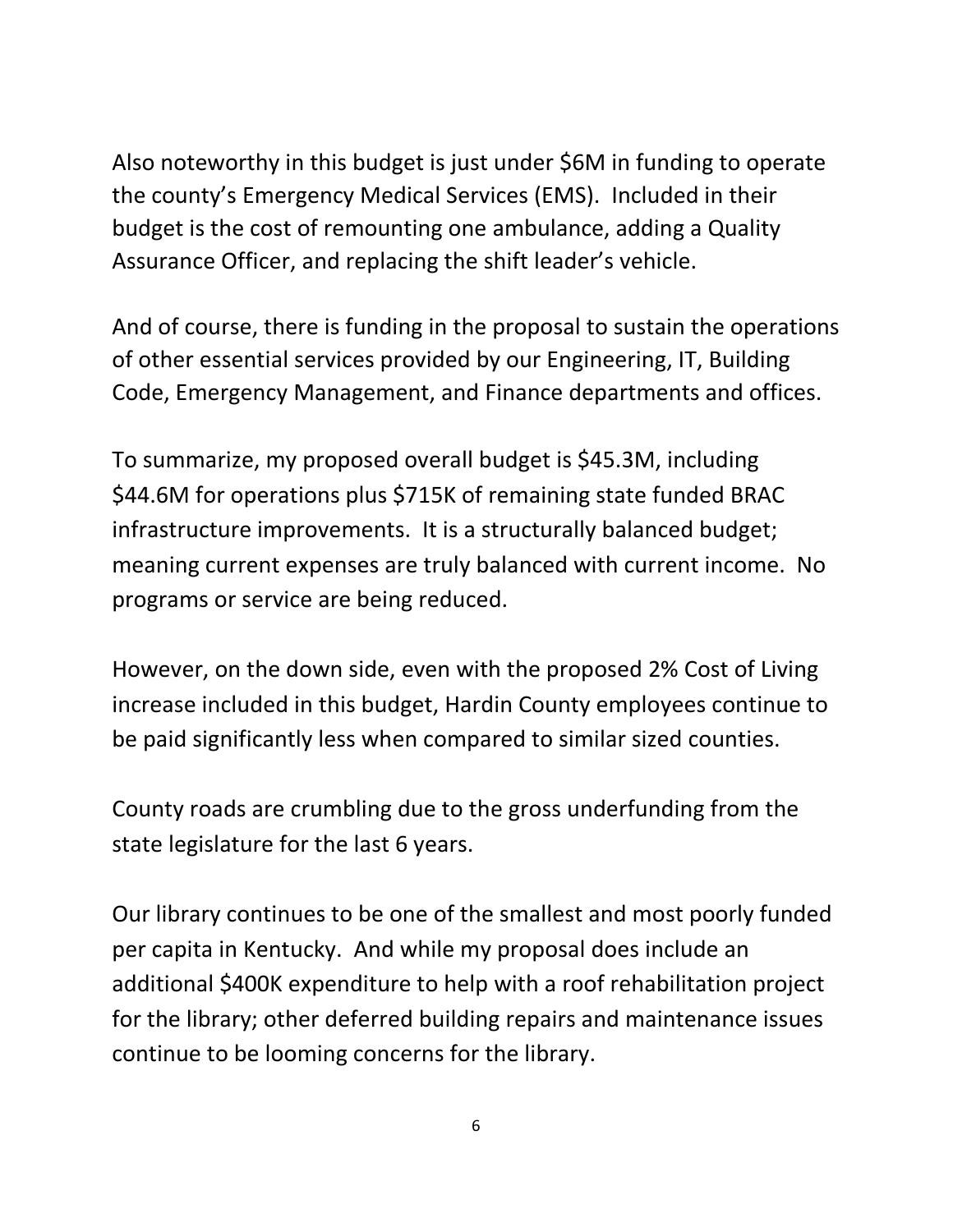Also noteworthy in this budget is just under $6M in funding to operate the county's Emergency Medical Services (EMS). Included in their budget is the cost of remounting one ambulance, adding a Quality Assurance Officer, and replacing the shift leader's vehicle.

And of course, there is funding in the proposal to sustain the operations of other essential services provided by our Engineering, IT, Building Code, Emergency Management, and Finance departments and offices.

To summarize, my proposed overall budget is $45.3M, including $44.6M for operations plus $715K of remaining state funded BRAC infrastructure improvements. It is a structurally balanced budget; meaning current expenses are truly balanced with current income. No programs or service are being reduced.

However, on the down side, even with the proposed 2% Cost of Living increase included in this budget, Hardin County employees continue to be paid significantly less when compared to similar sized counties.

County roads are crumbling due to the gross underfunding from the state legislature for the last 6 years.

Our library continues to be one of the smallest and most poorly funded per capita in Kentucky. And while my proposal does include an additional $400K expenditure to help with a roof rehabilitation project for the library; other deferred building repairs and maintenance issues continue to be looming concerns for the library.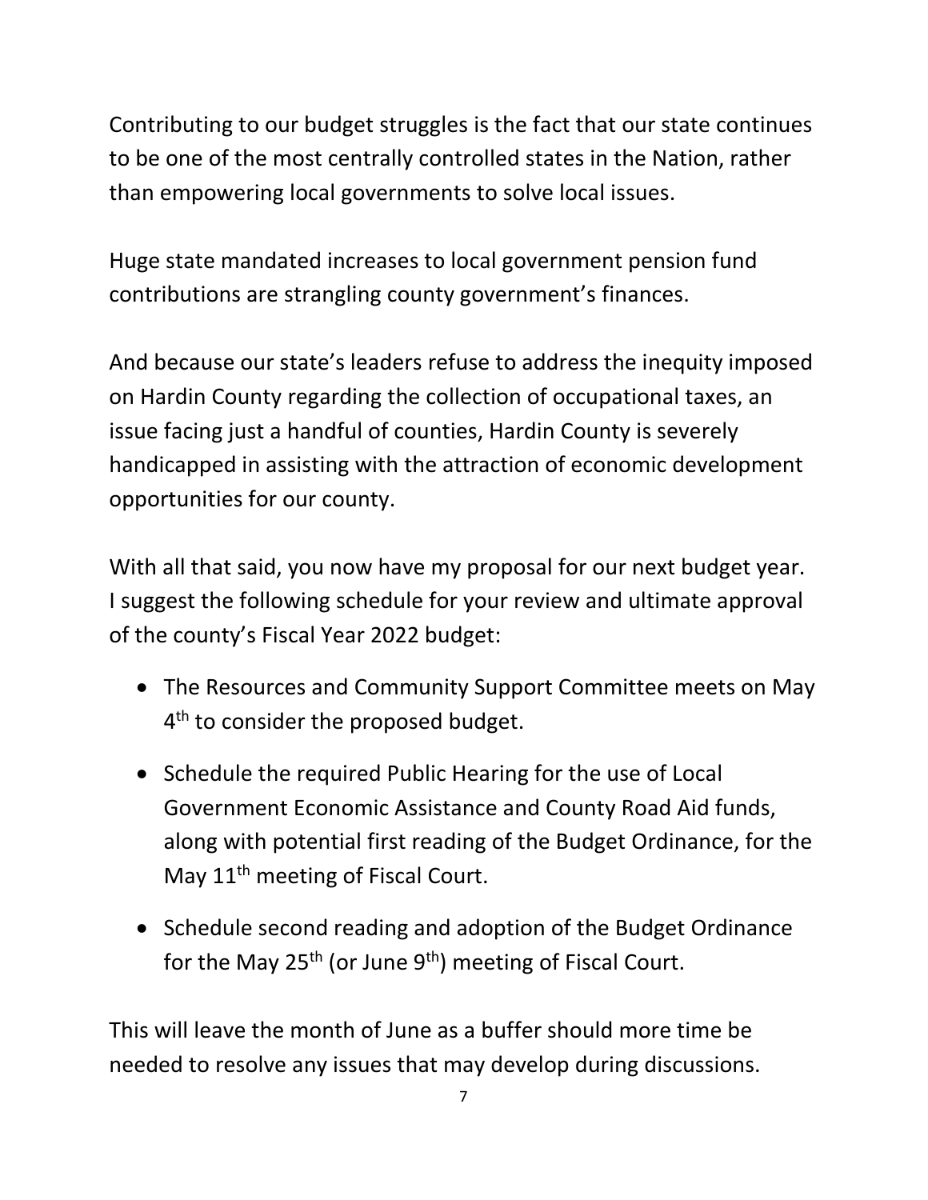Contributing to our budget struggles is the fact that our state continues to be one of the most centrally controlled states in the Nation, rather than empowering local governments to solve local issues.

Huge state mandated increases to local government pension fund contributions are strangling county government's finances.

And because our state's leaders refuse to address the inequity imposed on Hardin County regarding the collection of occupational taxes, an issue facing just a handful of counties, Hardin County is severely handicapped in assisting with the attraction of economic development opportunities for our county.

With all that said, you now have my proposal for our next budget year. I suggest the following schedule for your review and ultimate approval of the county's Fiscal Year 2022 budget:

- The Resources and Community Support Committee meets on May 4th to consider the proposed budget.
- Schedule the required Public Hearing for the use of Local Government Economic Assistance and County Road Aid funds, along with potential first reading of the Budget Ordinance, for the May 11th meeting of Fiscal Court.
- Schedule second reading and adoption of the Budget Ordinance for the May 25th (or June 9th) meeting of Fiscal Court.

This will leave the month of June as a buffer should more time be needed to resolve any issues that may develop during discussions.